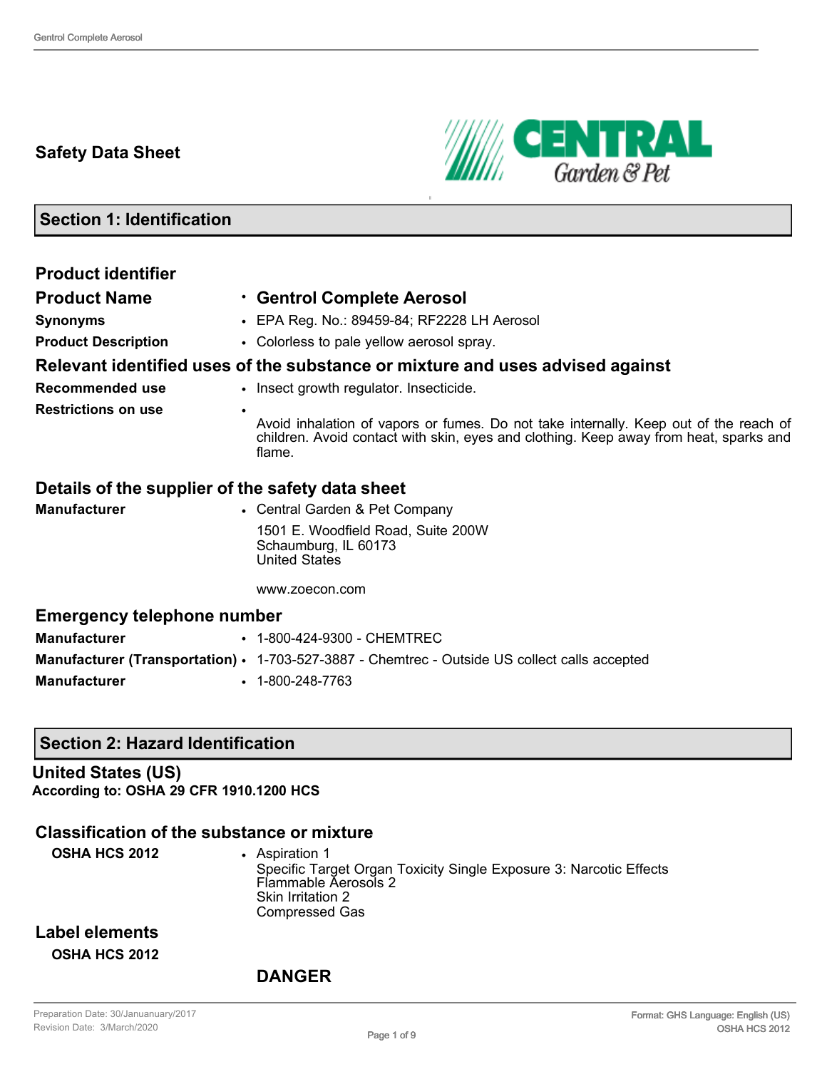# Safety Data Sheet

## Section 1: Identification

### Product identifier

**Product Name**
- **Gentrol Complete Aerosol**

**Synonyms**
- EPA Reg. No.: 89459-84; RF2228 LH Aerosol

**Product Description**
- Colorless to pale yellow aerosol spray.

### Relevant identified uses of the substance or mixture and uses advised against

**Recommended use**
- Insect growth regulator. Insecticide.

**Restrictions on use**
- Avoid inhalation of vapors or fumes. Do not take internally. Keep out of the reach of children. Avoid contact with skin, eyes and clothing. Keep away from heat, sparks and flame.

### Details of the supplier of the safety data sheet

**Manufacturer**
- Central Garden & Pet Company

  1501 E. Woodfield Road, Suite 200W
  Schaumburg, IL 60173
  United States

  www.zoecon.com

### Emergency telephone number

**Manufacturer**
- 1-800-424-9300 - CHEMTREC

**Manufacturer (Transportation)**
- 1-703-527-3887 - Chemtrec - Outside US collect calls accepted

**Manufacturer**
- 1-800-248-7763

## Section 2: Hazard Identification

### United States (US)

**According to: OSHA 29 CFR 1910.1200 HCS**

### Classification of the substance or mixture

**OSHA HCS 2012**
- Aspiration 1
  Specific Target Organ Toxicity Single Exposure 3: Narcotic Effects
  Flammable Aerosols 2
  Skin Irritation 2
  Compressed Gas

### Label elements

**OSHA HCS 2012**

**DANGER**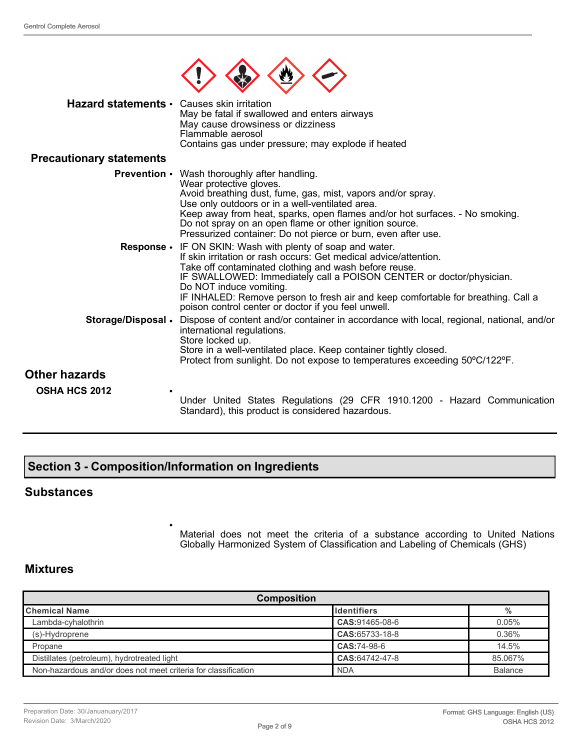**Hazard statements**
- Causes skin irritation
  May be fatal if swallowed and enters airways
  May cause drowsiness or dizziness
  Flammable aerosol
  Contains gas under pressure; may explode if heated

**Precautionary statements**

**Prevention**
- Wash thoroughly after handling.
  Wear protective gloves.
  Avoid breathing dust, fume, gas, mist, vapors and/or spray.
  Use only outdoors or in a well-ventilated area.
  Keep away from heat, sparks, open flames and/or hot surfaces. - No smoking.
  Do not spray on an open flame or other ignition source.
  Pressurized container: Do not pierce or burn, even after use.

**Response**
- IF ON SKIN: Wash with plenty of soap and water.
  If skin irritation or rash occurs: Get medical advice/attention.
  Take off contaminated clothing and wash before reuse.
  IF SWALLOWED: Immediately call a POISON CENTER or doctor/physician.
  Do NOT induce vomiting.
  IF INHALED: Remove person to fresh air and keep comfortable for breathing. Call a poison control center or doctor if you feel unwell.

**Storage/Disposal**
- Dispose of content and/or container in accordance with local, regional, national, and/or international regulations.
  Store locked up.
  Store in a well-ventilated place. Keep container tightly closed.
  Protect from sunlight. Do not expose to temperatures exceeding 50ºC/122ºF.

## Other hazards

**OSHA HCS 2012**
- Under United States Regulations (29 CFR 1910.1200 - Hazard Communication Standard), this product is considered hazardous.

## Section 3 - Composition/Information on Ingredients

### Substances

- Material does not meet the criteria of a substance according to United Nations Globally Harmonized System of Classification and Labeling of Chemicals (GHS)

### Mixtures

| Composition | | |
|---|---|---|
| **Chemical Name** | **Identifiers** | **%** |
| Lambda-cyhalothrin | **CAS:**91465-08-6 | 0.05% |
| (s)-Hydroprene | **CAS:**65733-18-8 | 0.36% |
| Propane | **CAS:**74-98-6 | 14.5% |
| Distillates (petroleum), hydrotreated light | **CAS:**64742-47-8 | 85.067% |
| Non-hazardous and/or does not meet criteria for classification | NDA | Balance |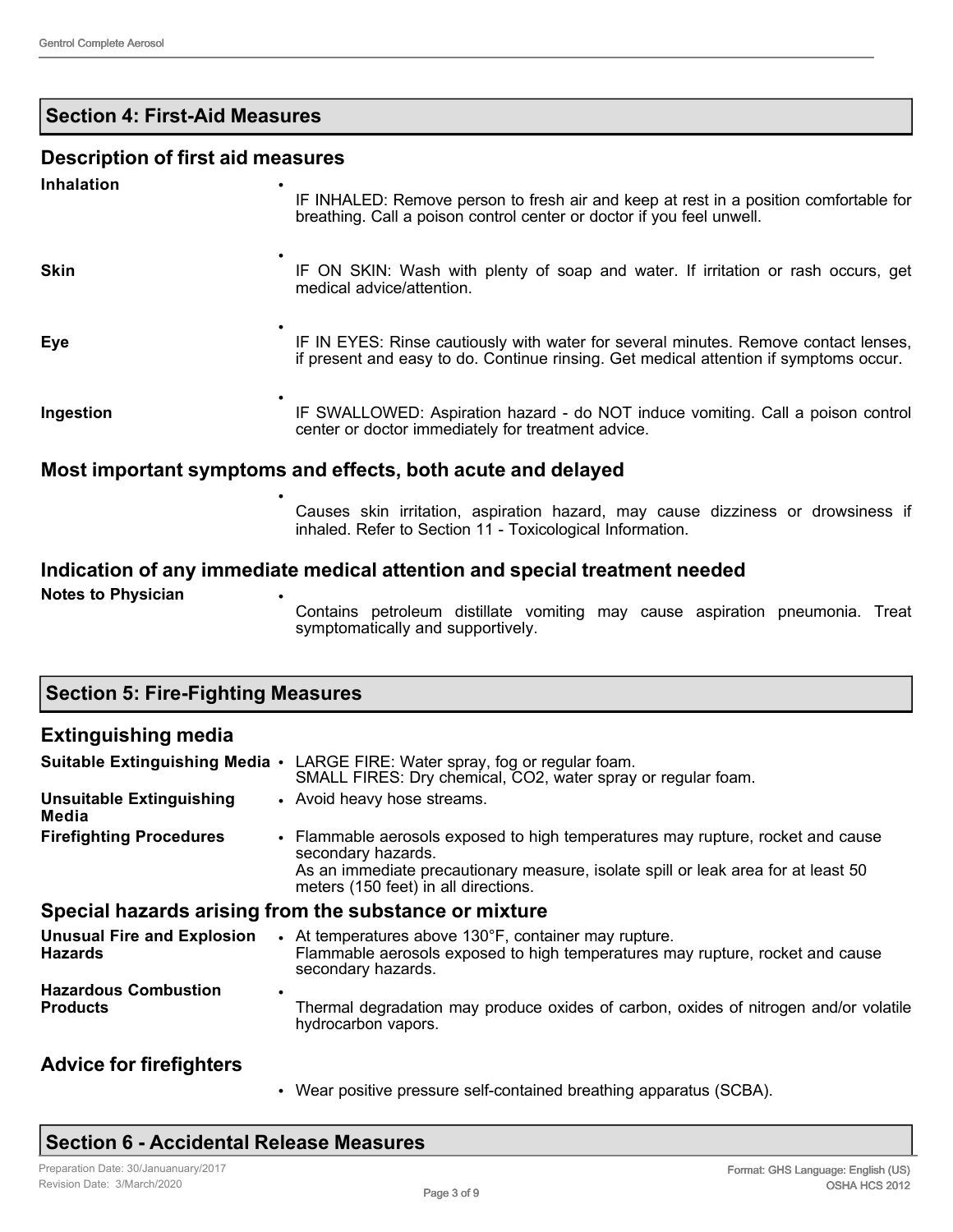## Section 4: First-Aid Measures

### Description of first aid measures

**Inhalation**
- IF INHALED: Remove person to fresh air and keep at rest in a position comfortable for breathing. Call a poison control center or doctor if you feel unwell.

**Skin**
- IF ON SKIN: Wash with plenty of soap and water. If irritation or rash occurs, get medical advice/attention.

**Eye**
- IF IN EYES: Rinse cautiously with water for several minutes. Remove contact lenses, if present and easy to do. Continue rinsing. Get medical attention if symptoms occur.

**Ingestion**
- IF SWALLOWED: Aspiration hazard - do NOT induce vomiting. Call a poison control center or doctor immediately for treatment advice.

### Most important symptoms and effects, both acute and delayed

- Causes skin irritation, aspiration hazard, may cause dizziness or drowsiness if inhaled. Refer to Section 11 - Toxicological Information.

### Indication of any immediate medical attention and special treatment needed

**Notes to Physician**
- Contains petroleum distillate vomiting may cause aspiration pneumonia. Treat symptomatically and supportively.

## Section 5: Fire-Fighting Measures

### Extinguishing media

**Suitable Extinguishing Media**
- LARGE FIRE: Water spray, fog or regular foam.
  SMALL FIRES: Dry chemical, $CO_2$, water spray or regular foam.

**Unsuitable Extinguishing Media**
- Avoid heavy hose streams.

**Firefighting Procedures**
- Flammable aerosols exposed to high temperatures may rupture, rocket and cause secondary hazards.
  As an immediate precautionary measure, isolate spill or leak area for at least 50 meters (150 feet) in all directions.

### Special hazards arising from the substance or mixture

**Unusual Fire and Explosion Hazards**
- At temperatures above 130°F, container may rupture.
  Flammable aerosols exposed to high temperatures may rupture, rocket and cause secondary hazards.

**Hazardous Combustion Products**
- Thermal degradation may produce oxides of carbon, oxides of nitrogen and/or volatile hydrocarbon vapors.

### Advice for firefighters

- Wear positive pressure self-contained breathing apparatus (SCBA).

## Section 6 - Accidental Release Measures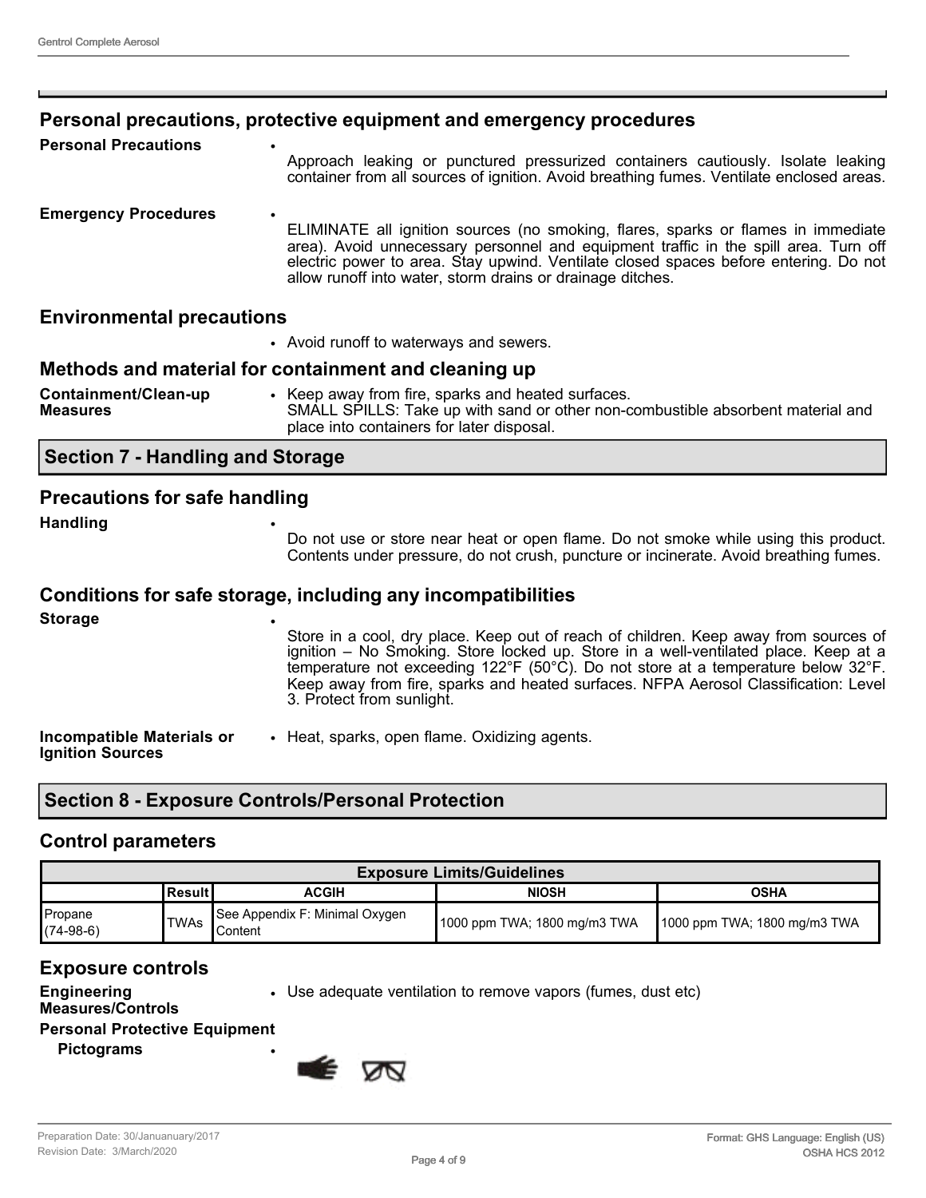## Personal precautions, protective equipment and emergency procedures

**Personal Precautions**

- Approach leaking or punctured pressurized containers cautiously. Isolate leaking container from all sources of ignition. Avoid breathing fumes. Ventilate enclosed areas.

**Emergency Procedures**

- ELIMINATE all ignition sources (no smoking, flares, sparks or flames in immediate area). Avoid unnecessary personnel and equipment traffic in the spill area. Turn off electric power to area. Stay upwind. Ventilate closed spaces before entering. Do not allow runoff into water, storm drains or drainage ditches.

## Environmental precautions

- Avoid runoff to waterways and sewers.

## Methods and material for containment and cleaning up

**Containment/Clean-up Measures**

- Keep away from fire, sparks and heated surfaces.
  SMALL SPILLS: Take up with sand or other non-combustible absorbent material and place into containers for later disposal.

# Section 7 - Handling and Storage

## Precautions for safe handling

**Handling**

- Do not use or store near heat or open flame. Do not smoke while using this product. Contents under pressure, do not crush, puncture or incinerate. Avoid breathing fumes.

## Conditions for safe storage, including any incompatibilities

**Storage**

- Store in a cool, dry place. Keep out of reach of children. Keep away from sources of ignition – No Smoking. Store locked up. Store in a well-ventilated place. Keep at a temperature not exceeding 122°F (50°C). Do not store at a temperature below 32°F. Keep away from fire, sparks and heated surfaces. NFPA Aerosol Classification: Level 3. Protect from sunlight.

**Incompatible Materials or Ignition Sources**

- Heat, sparks, open flame. Oxidizing agents.

# Section 8 - Exposure Controls/Personal Protection

## Control parameters

| Exposure Limits/Guidelines | | | | |
|---|---|---|---|---|
| | Result | ACGIH | NIOSH | OSHA |
| Propane (74-98-6) | TWAs | See Appendix F: Minimal Oxygen Content | 1000 ppm TWA; 1800 mg/m3 TWA | 1000 ppm TWA; 1800 mg/m3 TWA |

## Exposure controls

**Engineering Measures/Controls**

- Use adequate ventilation to remove vapors (fumes, dust etc)

**Personal Protective Equipment**

**Pictograms**

-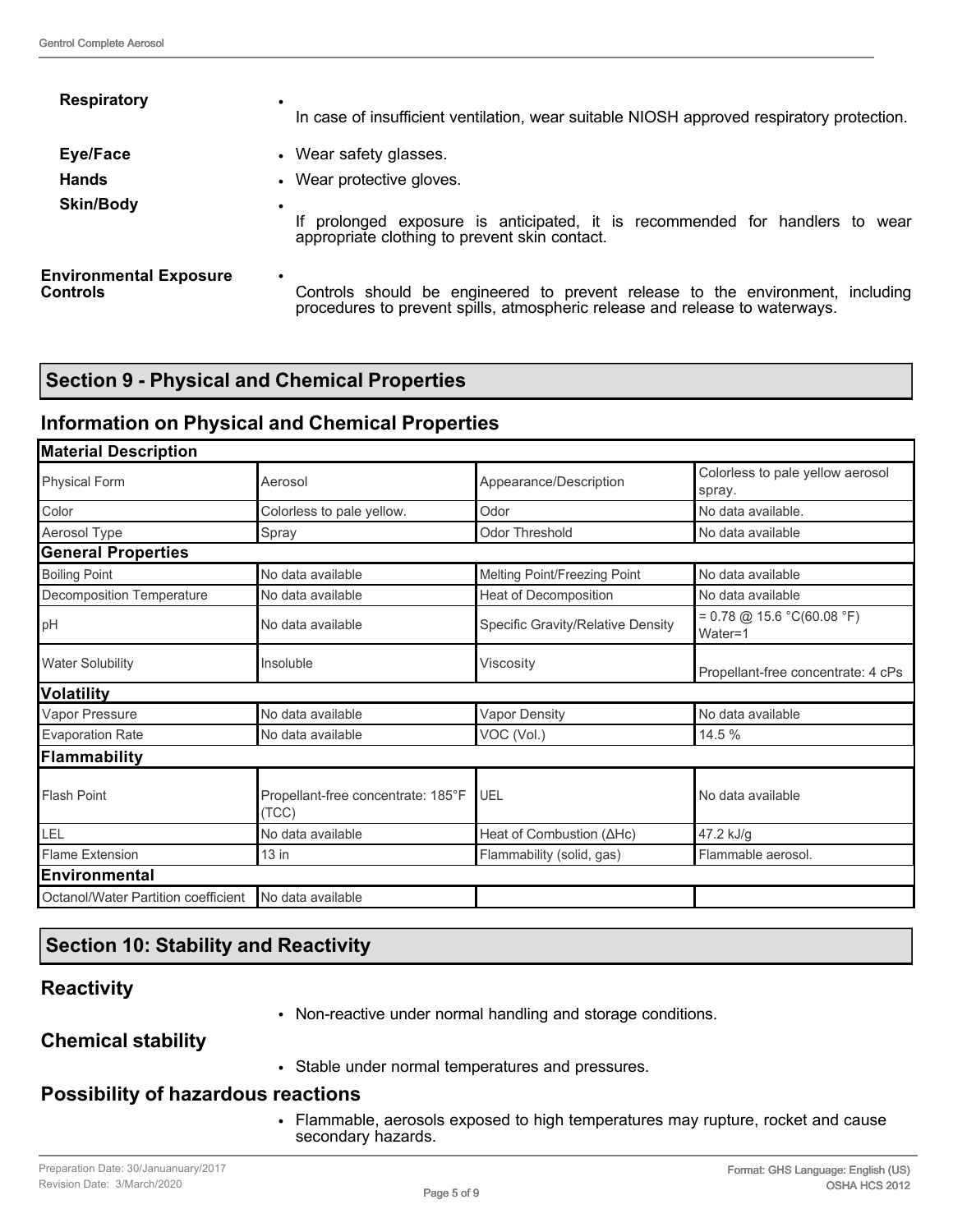**Respiratory**
- In case of insufficient ventilation, wear suitable NIOSH approved respiratory protection.

**Eye/Face**
- Wear safety glasses.

**Hands**
- Wear protective gloves.

**Skin/Body**
- If prolonged exposure is anticipated, it is recommended for handlers to wear appropriate clothing to prevent skin contact.

**Environmental Exposure Controls**
- Controls should be engineered to prevent release to the environment, including procedures to prevent spills, atmospheric release and release to waterways.

## Section 9 - Physical and Chemical Properties

### Information on Physical and Chemical Properties

| **Material Description** | | | |
|---|---|---|---|
| Physical Form | Aerosol | Appearance/Description | Colorless to pale yellow aerosol spray. |
| Color | Colorless to pale yellow. | Odor | No data available. |
| Aerosol Type | Spray | Odor Threshold | No data available |
| **General Properties** | | | |
| Boiling Point | No data available | Melting Point/Freezing Point | No data available |
| Decomposition Temperature | No data available | Heat of Decomposition | No data available |
| pH | No data available | Specific Gravity/Relative Density | = 0.78 @ 15.6 °C(60.08 °F) Water=1 |
| Water Solubility | Insoluble | Viscosity | Propellant-free concentrate: 4 cPs |
| **Volatility** | | | |
| Vapor Pressure | No data available | Vapor Density | No data available |
| Evaporation Rate | No data available | VOC (Vol.) | 14.5 % |
| **Flammability** | | | |
| Flash Point | Propellant-free concentrate: 185°F (TCC) | UEL | No data available |
| LEL | No data available | Heat of Combustion (ΔHc) | 47.2 kJ/g |
| Flame Extension | 13 in | Flammability (solid, gas) | Flammable aerosol. |
| **Environmental** | | | |
| Octanol/Water Partition coefficient | No data available | | |

## Section 10: Stability and Reactivity

### Reactivity
- Non-reactive under normal handling and storage conditions.

### Chemical stability
- Stable under normal temperatures and pressures.

### Possibility of hazardous reactions
- Flammable, aerosols exposed to high temperatures may rupture, rocket and cause secondary hazards.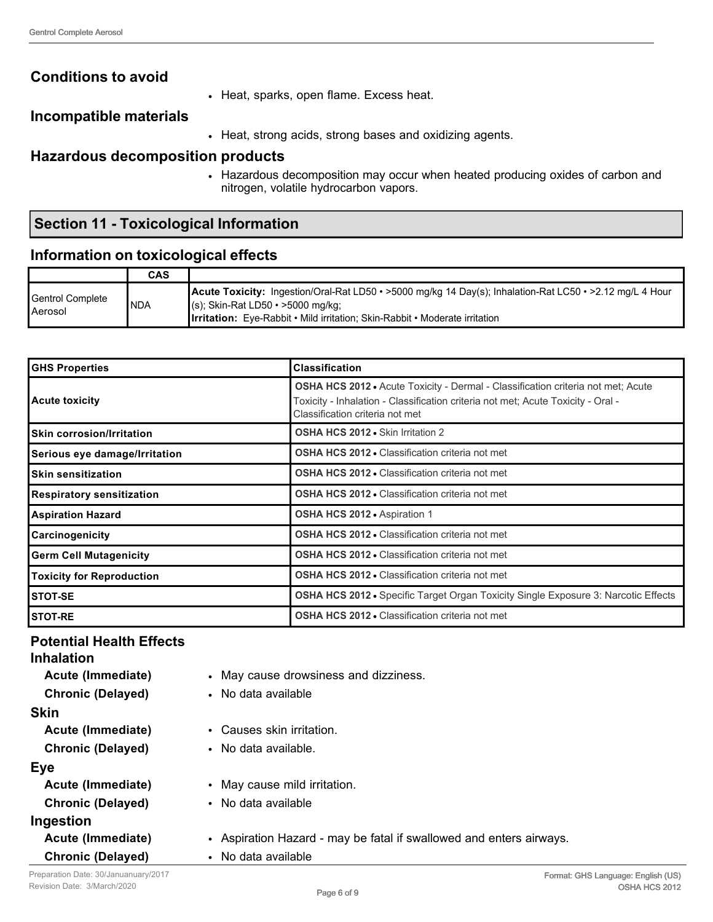## Conditions to avoid

- Heat, sparks, open flame. Excess heat.

## Incompatible materials

- Heat, strong acids, strong bases and oxidizing agents.

## Hazardous decomposition products

- Hazardous decomposition may occur when heated producing oxides of carbon and nitrogen, volatile hydrocarbon vapors.

## Section 11 - Toxicological Information

### Information on toxicological effects

| | CAS | |
|---|---|---|
| Gentrol Complete Aerosol | NDA | **Acute Toxicity:** Ingestion/Oral-Rat LD50 • >5000 mg/kg 14 Day(s); Inhalation-Rat LC50 • >2.12 mg/L 4 Hour (s); Skin-Rat LD50 • >5000 mg/kg; **Irritation:** Eye-Rabbit • Mild irritation; Skin-Rabbit • Moderate irritation |

| GHS Properties | Classification |
|---|---|
| Acute toxicity | **OSHA HCS 2012** • Acute Toxicity - Dermal - Classification criteria not met; Acute Toxicity - Inhalation - Classification criteria not met; Acute Toxicity - Oral - Classification criteria not met |
| Skin corrosion/Irritation | **OSHA HCS 2012** • Skin Irritation 2 |
| Serious eye damage/Irritation | **OSHA HCS 2012** • Classification criteria not met |
| Skin sensitization | **OSHA HCS 2012** • Classification criteria not met |
| Respiratory sensitization | **OSHA HCS 2012** • Classification criteria not met |
| Aspiration Hazard | **OSHA HCS 2012** • Aspiration 1 |
| Carcinogenicity | **OSHA HCS 2012** • Classification criteria not met |
| Germ Cell Mutagenicity | **OSHA HCS 2012** • Classification criteria not met |
| Toxicity for Reproduction | **OSHA HCS 2012** • Classification criteria not met |
| STOT-SE | **OSHA HCS 2012** • Specific Target Organ Toxicity Single Exposure 3: Narcotic Effects |
| STOT-RE | **OSHA HCS 2012** • Classification criteria not met |

### Potential Health Effects

#### Inhalation

- **Acute (Immediate)**
  - May cause drowsiness and dizziness.
- **Chronic (Delayed)**
  - No data available

#### Skin

- **Acute (Immediate)**
  - Causes skin irritation.
- **Chronic (Delayed)**
  - No data available.

#### Eye

- **Acute (Immediate)**
  - May cause mild irritation.
- **Chronic (Delayed)**
  - No data available

#### Ingestion

- **Acute (Immediate)**
  - Aspiration Hazard - may be fatal if swallowed and enters airways.
- **Chronic (Delayed)**
  - No data available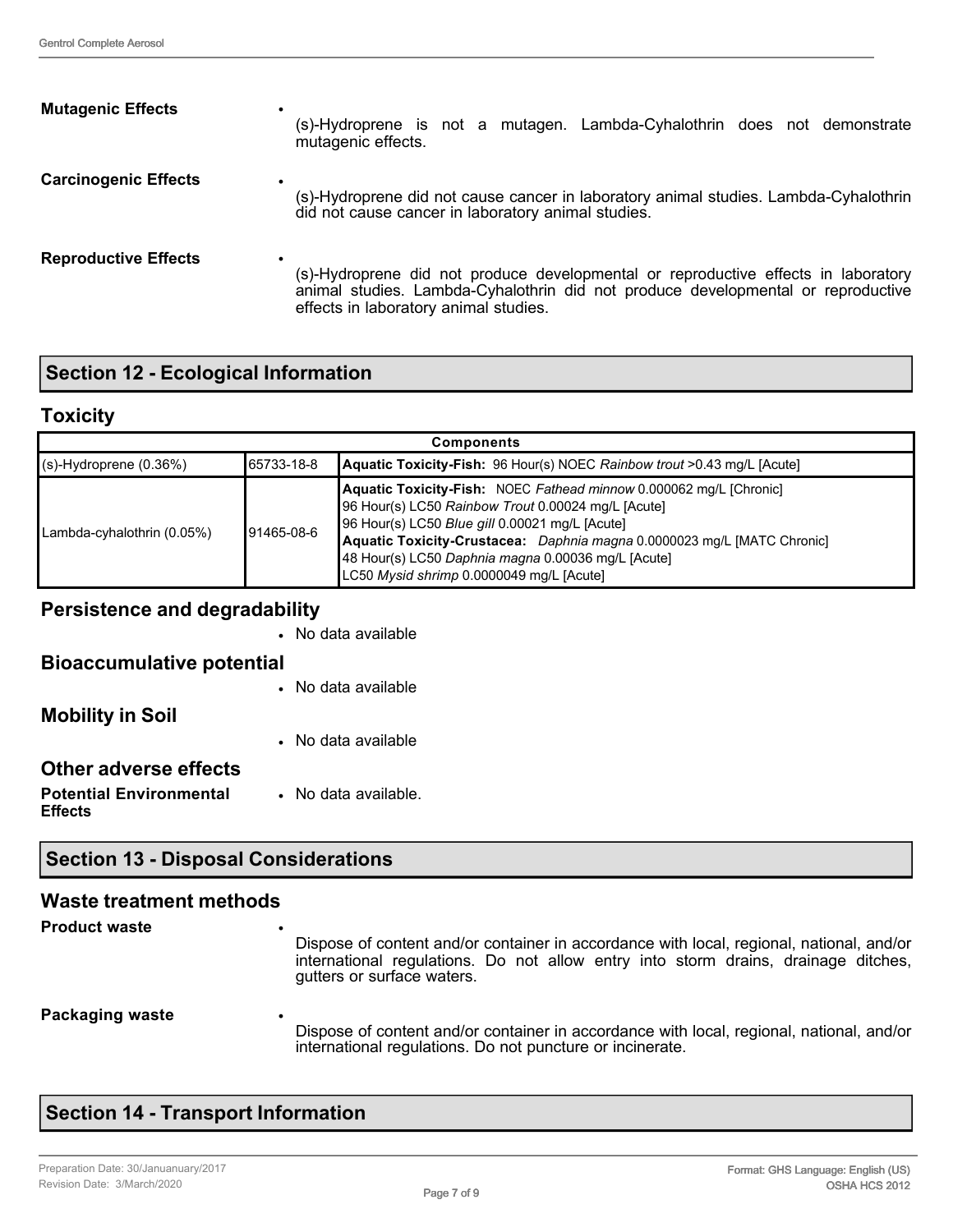**Mutagenic Effects**

- (s)-Hydroprene is not a mutagen. Lambda-Cyhalothrin does not demonstrate mutagenic effects.

**Carcinogenic Effects**

- (s)-Hydroprene did not cause cancer in laboratory animal studies. Lambda-Cyhalothrin did not cause cancer in laboratory animal studies.

**Reproductive Effects**

- (s)-Hydroprene did not produce developmental or reproductive effects in laboratory animal studies. Lambda-Cyhalothrin did not produce developmental or reproductive effects in laboratory animal studies.

## Section 12 - Ecological Information

### Toxicity

| Components | | |
|---|---|---|
| (s)-Hydroprene (0.36%) | 65733-18-8 | **Aquatic Toxicity-Fish:** 96 Hour(s) NOEC *Rainbow trout* >0.43 mg/L [Acute] |
| Lambda-cyhalothrin (0.05%) | 91465-08-6 | **Aquatic Toxicity-Fish:** NOEC *Fathead minnow* 0.000062 mg/L [Chronic]<br>96 Hour(s) LC50 *Rainbow Trout* 0.00024 mg/L [Acute]<br>96 Hour(s) LC50 *Blue gill* 0.00021 mg/L [Acute]<br>**Aquatic Toxicity-Crustacea:** *Daphnia magna* 0.0000023 mg/L [MATC Chronic]<br>48 Hour(s) LC50 *Daphnia magna* 0.00036 mg/L [Acute]<br>LC50 *Mysid shrimp* 0.0000049 mg/L [Acute] |

### Persistence and degradability

- No data available

### Bioaccumulative potential

- No data available

### Mobility in Soil

- No data available

### Other adverse effects

**Potential Environmental Effects**

- No data available.

## Section 13 - Disposal Considerations

### Waste treatment methods

**Product waste**

- Dispose of content and/or container in accordance with local, regional, national, and/or international regulations. Do not allow entry into storm drains, drainage ditches, gutters or surface waters.

**Packaging waste**

- Dispose of content and/or container in accordance with local, regional, national, and/or international regulations. Do not puncture or incinerate.

## Section 14 - Transport Information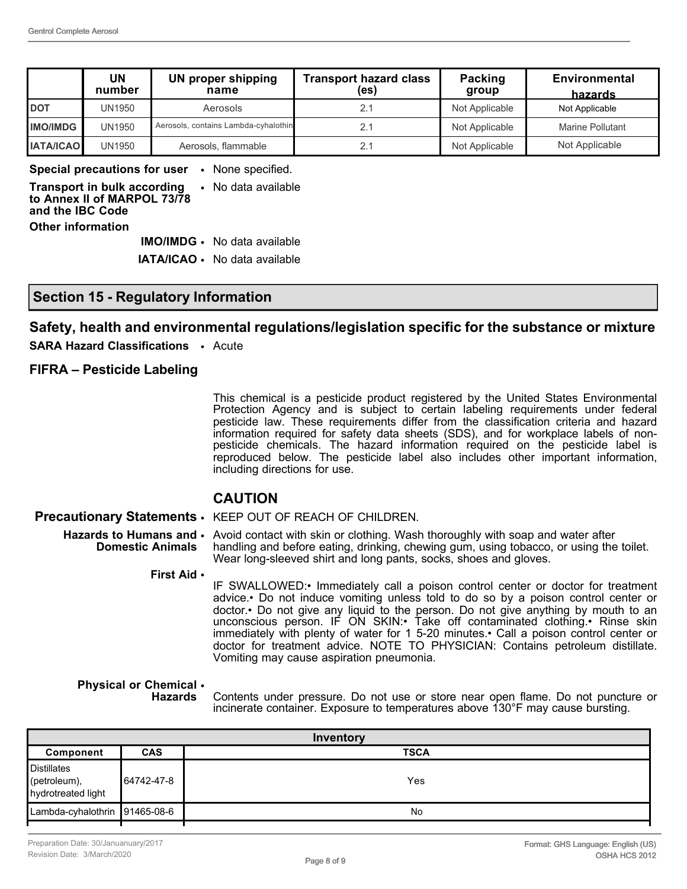|  | UN number | UN proper shipping name | Transport hazard class (es) | Packing group | Environmental hazards |
|---|---|---|---|---|---|
| **DOT** | UN1950 | Aerosols | 2.1 | Not Applicable | Not Applicable |
| **IMO/IMDG** | UN1950 | Aerosols, contains Lambda-cyhalothin | 2.1 | Not Applicable | Marine Pollutant |
| **IATA/ICAO** | UN1950 | Aerosols, flammable | 2.1 | Not Applicable | Not Applicable |

**Special precautions for user** • None specified.

**Transport in bulk according to Annex II of MARPOL 73/78 and the IBC Code** • No data available

**Other information**

**IMO/IMDG** • No data available

**IATA/ICAO** • No data available

## Section 15 - Regulatory Information

### Safety, health and environmental regulations/legislation specific for the substance or mixture

**SARA Hazard Classifications** • Acute

### FIFRA – Pesticide Labeling

This chemical is a pesticide product registered by the United States Environmental Protection Agency and is subject to certain labeling requirements under federal pesticide law. These requirements differ from the classification criteria and hazard information required for safety data sheets (SDS), and for workplace labels of non-pesticide chemicals. The hazard information required on the pesticide label is reproduced below. The pesticide label also includes other important information, including directions for use.

### CAUTION

**Precautionary Statements** • KEEP OUT OF REACH OF CHILDREN.

**Hazards to Humans and Domestic Animals** • Avoid contact with skin or clothing. Wash thoroughly with soap and water after handling and before eating, drinking, chewing gum, using tobacco, or using the toilet. Wear long-sleeved shirt and long pants, socks, shoes and gloves.

**First Aid** • IF SWALLOWED:• Immediately call a poison control center or doctor for treatment advice.• Do not induce vomiting unless told to do so by a poison control center or doctor.• Do not give any liquid to the person. Do not give anything by mouth to an unconscious person. IF ON SKIN:• Take off contaminated clothing.• Rinse skin immediately with plenty of water for 1 5-20 minutes.• Call a poison control center or doctor for treatment advice. NOTE TO PHYSICIAN: Contains petroleum distillate. Vomiting may cause aspiration pneumonia.

**Physical or Chemical Hazards** • Contents under pressure. Do not use or store near open flame. Do not puncture or incinerate container. Exposure to temperatures above 130°F may cause bursting.

| Inventory | | |
|---|---|---|
| **Component** | **CAS** | **TSCA** |
| Distillates (petroleum), hydrotreated light | 64742-47-8 | Yes |
| Lambda-cyhalothrin | 91465-08-6 | No |

Preparation Date: 30/Januanuary/2017
Revision Date: 3/March/2020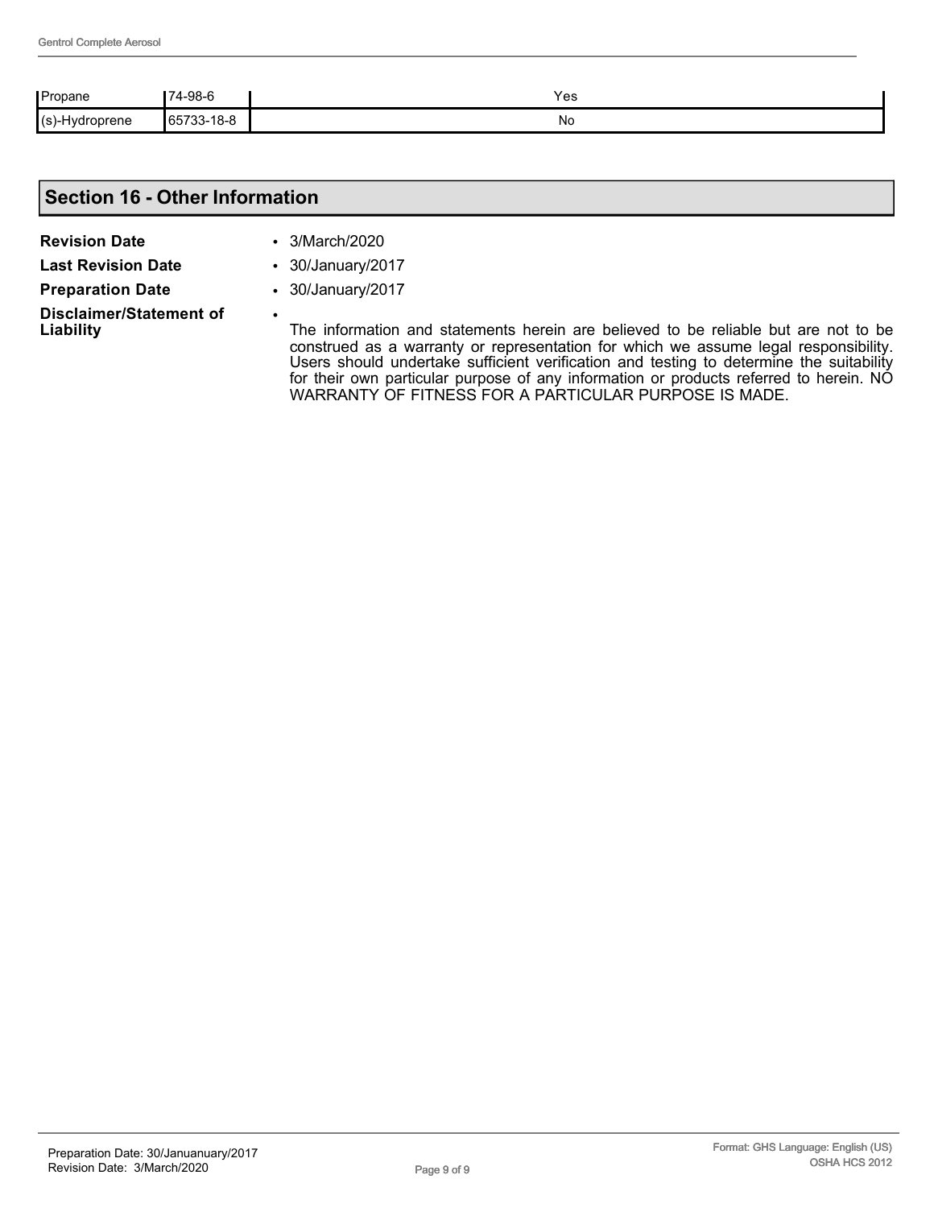| | | |
|---|---|---|
| Propane | 74-98-6 | Yes |
| (s)-Hydroprene | 65733-18-8 | No |

## Section 16 - Other Information

**Revision Date**
- 3/March/2020

**Last Revision Date**
- 30/January/2017

**Preparation Date**
- 30/January/2017

**Disclaimer/Statement of Liability**
- The information and statements herein are believed to be reliable but are not to be construed as a warranty or representation for which we assume legal responsibility. Users should undertake sufficient verification and testing to determine the suitability for their own particular purpose of any information or products referred to herein. NO WARRANTY OF FITNESS FOR A PARTICULAR PURPOSE IS MADE.